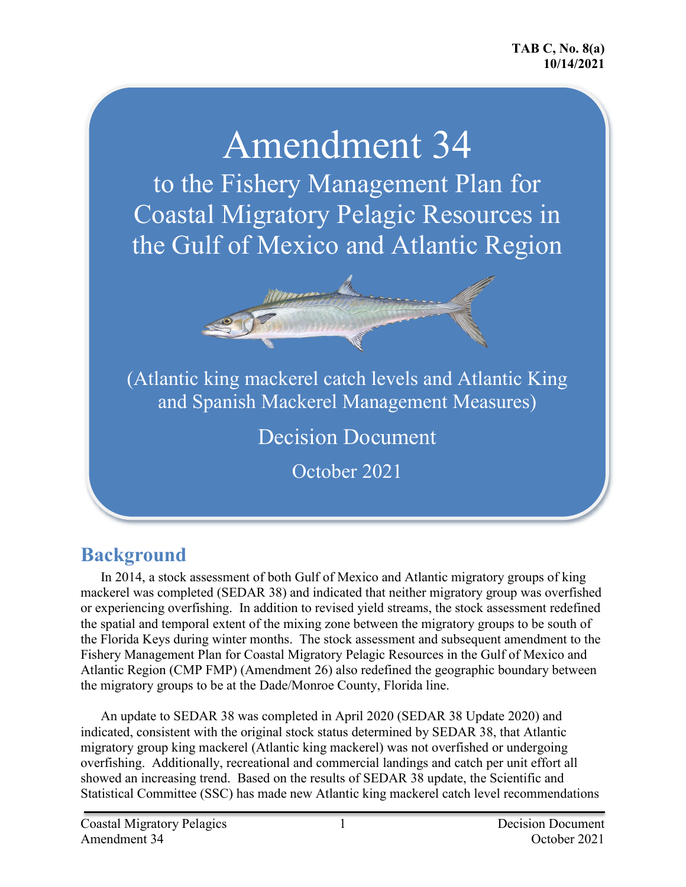**TAB C, No. 8(a)**
**10/14/2021**

# Amendment 34

## to the Fishery Management Plan for Coastal Migratory Pelagic Resources in the Gulf of Mexico and Atlantic Region

(Atlantic king mackerel catch levels and Atlantic King and Spanish Mackerel Management Measures)

Decision Document

October 2021

## Background

In 2014, a stock assessment of both Gulf of Mexico and Atlantic migratory groups of king mackerel was completed (SEDAR 38) and indicated that neither migratory group was overfished or experiencing overfishing. In addition to revised yield streams, the stock assessment redefined the spatial and temporal extent of the mixing zone between the migratory groups to be south of the Florida Keys during winter months. The stock assessment and subsequent amendment to the Fishery Management Plan for Coastal Migratory Pelagic Resources in the Gulf of Mexico and Atlantic Region (CMP FMP) (Amendment 26) also redefined the geographic boundary between the migratory groups to be at the Dade/Monroe County, Florida line.

An update to SEDAR 38 was completed in April 2020 (SEDAR 38 Update 2020) and indicated, consistent with the original stock status determined by SEDAR 38, that Atlantic migratory group king mackerel (Atlantic king mackerel) was not overfished or undergoing overfishing. Additionally, recreational and commercial landings and catch per unit effort all showed an increasing trend. Based on the results of SEDAR 38 update, the Scientific and Statistical Committee (SSC) has made new Atlantic king mackerel catch level recommendations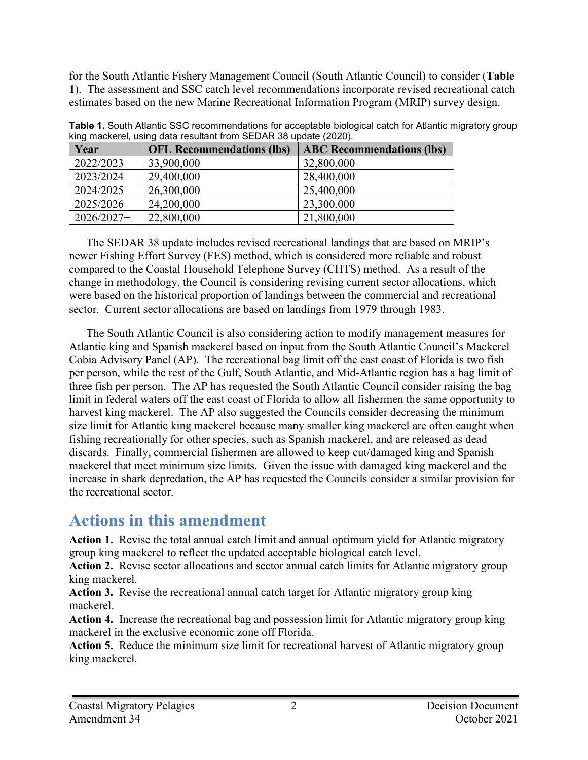for the South Atlantic Fishery Management Council (South Atlantic Council) to consider (**Table 1**). The assessment and SSC catch level recommendations incorporate revised recreational catch estimates based on the new Marine Recreational Information Program (MRIP) survey design.

**Table 1.** South Atlantic SSC recommendations for acceptable biological catch for Atlantic migratory group king mackerel, using data resultant from SEDAR 38 update (2020).

| Year | OFL Recommendations (lbs) | ABC Recommendations (lbs) |
|---|---|---|
| 2022/2023 | 33,900,000 | 32,800,000 |
| 2023/2024 | 29,400,000 | 28,400,000 |
| 2024/2025 | 26,300,000 | 25,400,000 |
| 2025/2026 | 24,200,000 | 23,300,000 |
| 2026/2027+ | 22,800,000 | 21,800,000 |

The SEDAR 38 update includes revised recreational landings that are based on MRIP's newer Fishing Effort Survey (FES) method, which is considered more reliable and robust compared to the Coastal Household Telephone Survey (CHTS) method. As a result of the change in methodology, the Council is considering revising current sector allocations, which were based on the historical proportion of landings between the commercial and recreational sector. Current sector allocations are based on landings from 1979 through 1983.

The South Atlantic Council is also considering action to modify management measures for Atlantic king and Spanish mackerel based on input from the South Atlantic Council's Mackerel Cobia Advisory Panel (AP). The recreational bag limit off the east coast of Florida is two fish per person, while the rest of the Gulf, South Atlantic, and Mid-Atlantic region has a bag limit of three fish per person. The AP has requested the South Atlantic Council consider raising the bag limit in federal waters off the east coast of Florida to allow all fishermen the same opportunity to harvest king mackerel. The AP also suggested the Councils consider decreasing the minimum size limit for Atlantic king mackerel because many smaller king mackerel are often caught when fishing recreationally for other species, such as Spanish mackerel, and are released as dead discards. Finally, commercial fishermen are allowed to keep cut/damaged king and Spanish mackerel that meet minimum size limits. Given the issue with damaged king mackerel and the increase in shark depredation, the AP has requested the Councils consider a similar provision for the recreational sector.

## Actions in this amendment

**Action 1.** Revise the total annual catch limit and annual optimum yield for Atlantic migratory group king mackerel to reflect the updated acceptable biological catch level.
**Action 2.** Revise sector allocations and sector annual catch limits for Atlantic migratory group king mackerel.
**Action 3.** Revise the recreational annual catch target for Atlantic migratory group king mackerel.
**Action 4.** Increase the recreational bag and possession limit for Atlantic migratory group king mackerel in the exclusive economic zone off Florida.
**Action 5.** Reduce the minimum size limit for recreational harvest of Atlantic migratory group king mackerel.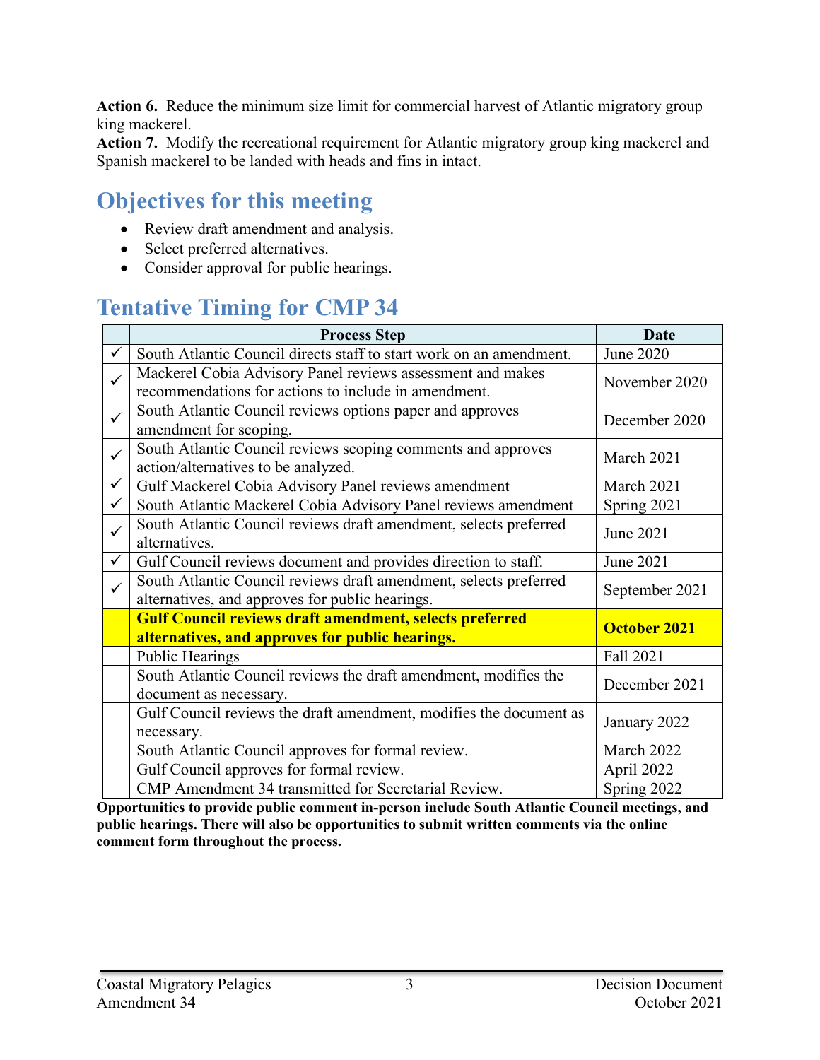**Action 6.** Reduce the minimum size limit for commercial harvest of Atlantic migratory group king mackerel.
**Action 7.** Modify the recreational requirement for Atlantic migratory group king mackerel and Spanish mackerel to be landed with heads and fins in intact.

## Objectives for this meeting

- Review draft amendment and analysis.
- Select preferred alternatives.
- Consider approval for public hearings.

## Tentative Timing for CMP 34

| | Process Step | Date |
|---|---|---|
| ✓ | South Atlantic Council directs staff to start work on an amendment. | June 2020 |
| ✓ | Mackerel Cobia Advisory Panel reviews assessment and makes recommendations for actions to include in amendment. | November 2020 |
| ✓ | South Atlantic Council reviews options paper and approves amendment for scoping. | December 2020 |
| ✓ | South Atlantic Council reviews scoping comments and approves action/alternatives to be analyzed. | March 2021 |
| ✓ | Gulf Mackerel Cobia Advisory Panel reviews amendment | March 2021 |
| ✓ | South Atlantic Mackerel Cobia Advisory Panel reviews amendment | Spring 2021 |
| ✓ | South Atlantic Council reviews draft amendment, selects preferred alternatives. | June 2021 |
| ✓ | Gulf Council reviews document and provides direction to staff. | June 2021 |
| ✓ | South Atlantic Council reviews draft amendment, selects preferred alternatives, and approves for public hearings. | September 2021 |
| | **Gulf Council reviews draft amendment, selects preferred alternatives, and approves for public hearings.** | **October 2021** |
| | Public Hearings | Fall 2021 |
| | South Atlantic Council reviews the draft amendment, modifies the document as necessary. | December 2021 |
| | Gulf Council reviews the draft amendment, modifies the document as necessary. | January 2022 |
| | South Atlantic Council approves for formal review. | March 2022 |
| | Gulf Council approves for formal review. | April 2022 |
| | CMP Amendment 34 transmitted for Secretarial Review. | Spring 2022 |

**Opportunities to provide public comment in-person include South Atlantic Council meetings, and public hearings. There will also be opportunities to submit written comments via the online comment form throughout the process.**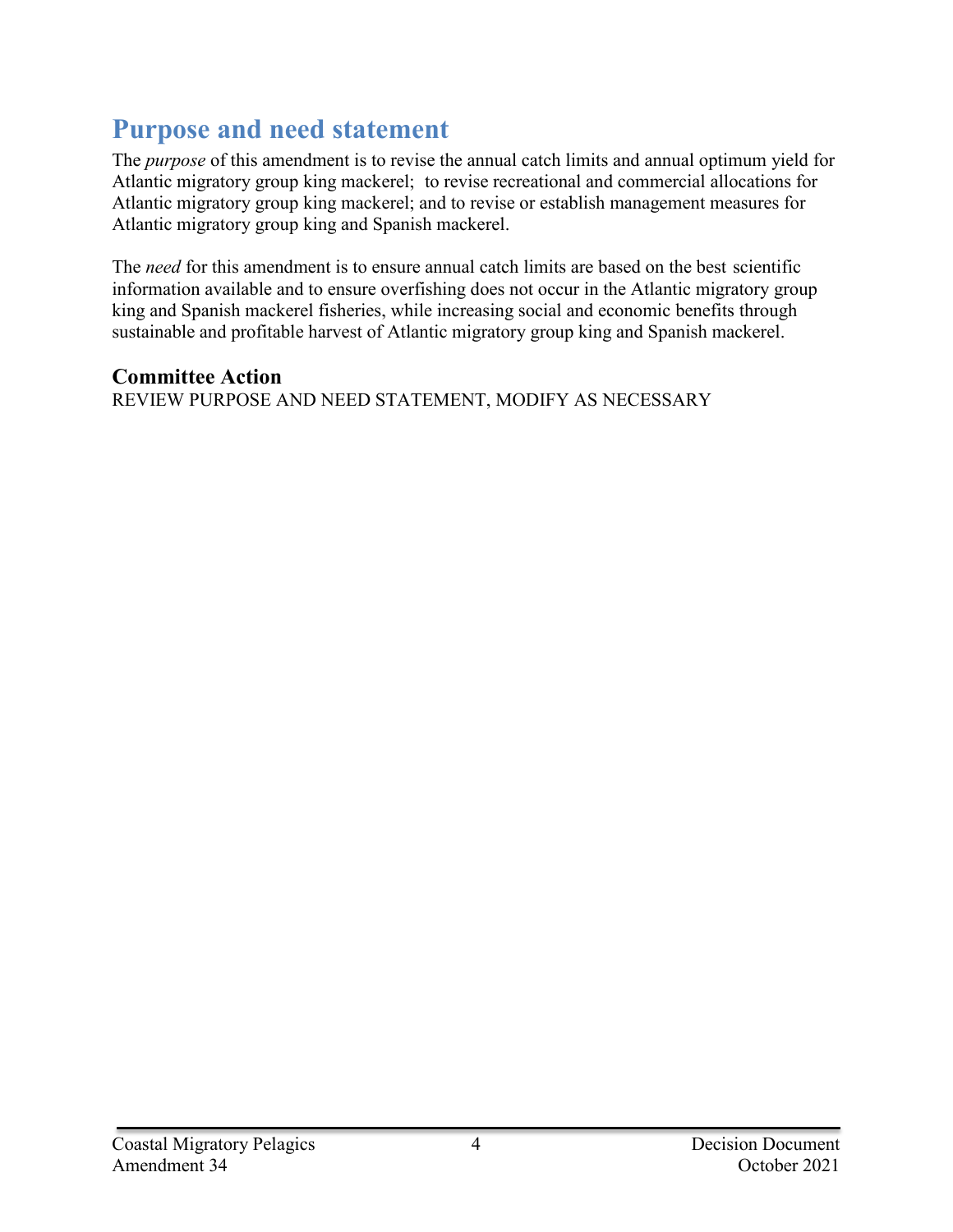# Purpose and need statement

The *purpose* of this amendment is to revise the annual catch limits and annual optimum yield for Atlantic migratory group king mackerel; to revise recreational and commercial allocations for Atlantic migratory group king mackerel; and to revise or establish management measures for Atlantic migratory group king and Spanish mackerel.

The *need* for this amendment is to ensure annual catch limits are based on the best scientific information available and to ensure overfishing does not occur in the Atlantic migratory group king and Spanish mackerel fisheries, while increasing social and economic benefits through sustainable and profitable harvest of Atlantic migratory group king and Spanish mackerel.

## Committee Action

REVIEW PURPOSE AND NEED STATEMENT, MODIFY AS NECESSARY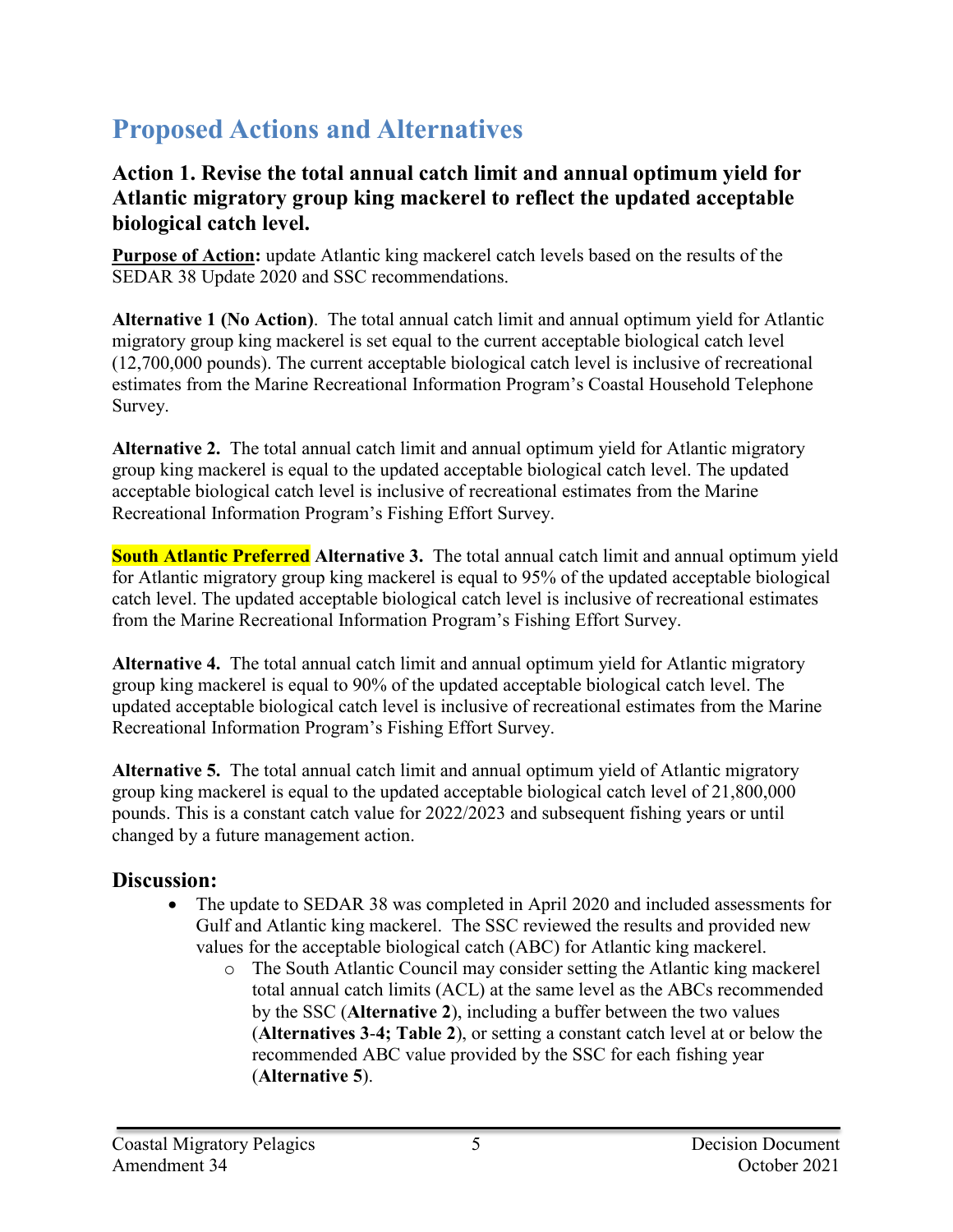# Proposed Actions and Alternatives

## Action 1. Revise the total annual catch limit and annual optimum yield for Atlantic migratory group king mackerel to reflect the updated acceptable biological catch level.

**Purpose of Action:** update Atlantic king mackerel catch levels based on the results of the SEDAR 38 Update 2020 and SSC recommendations.

**Alternative 1 (No Action)**. The total annual catch limit and annual optimum yield for Atlantic migratory group king mackerel is set equal to the current acceptable biological catch level (12,700,000 pounds). The current acceptable biological catch level is inclusive of recreational estimates from the Marine Recreational Information Program's Coastal Household Telephone Survey.

**Alternative 2.** The total annual catch limit and annual optimum yield for Atlantic migratory group king mackerel is equal to the updated acceptable biological catch level. The updated acceptable biological catch level is inclusive of recreational estimates from the Marine Recreational Information Program's Fishing Effort Survey.

**South Atlantic Preferred Alternative 3.** The total annual catch limit and annual optimum yield for Atlantic migratory group king mackerel is equal to 95% of the updated acceptable biological catch level. The updated acceptable biological catch level is inclusive of recreational estimates from the Marine Recreational Information Program's Fishing Effort Survey.

**Alternative 4.** The total annual catch limit and annual optimum yield for Atlantic migratory group king mackerel is equal to 90% of the updated acceptable biological catch level. The updated acceptable biological catch level is inclusive of recreational estimates from the Marine Recreational Information Program's Fishing Effort Survey.

**Alternative 5.** The total annual catch limit and annual optimum yield of Atlantic migratory group king mackerel is equal to the updated acceptable biological catch level of 21,800,000 pounds. This is a constant catch value for 2022/2023 and subsequent fishing years or until changed by a future management action.

### Discussion:

- The update to SEDAR 38 was completed in April 2020 and included assessments for Gulf and Atlantic king mackerel. The SSC reviewed the results and provided new values for the acceptable biological catch (ABC) for Atlantic king mackerel.
  - The South Atlantic Council may consider setting the Atlantic king mackerel total annual catch limits (ACL) at the same level as the ABCs recommended by the SSC (**Alternative 2**), including a buffer between the two values (**Alternatives 3-4; Table 2**), or setting a constant catch level at or below the recommended ABC value provided by the SSC for each fishing year (**Alternative 5**).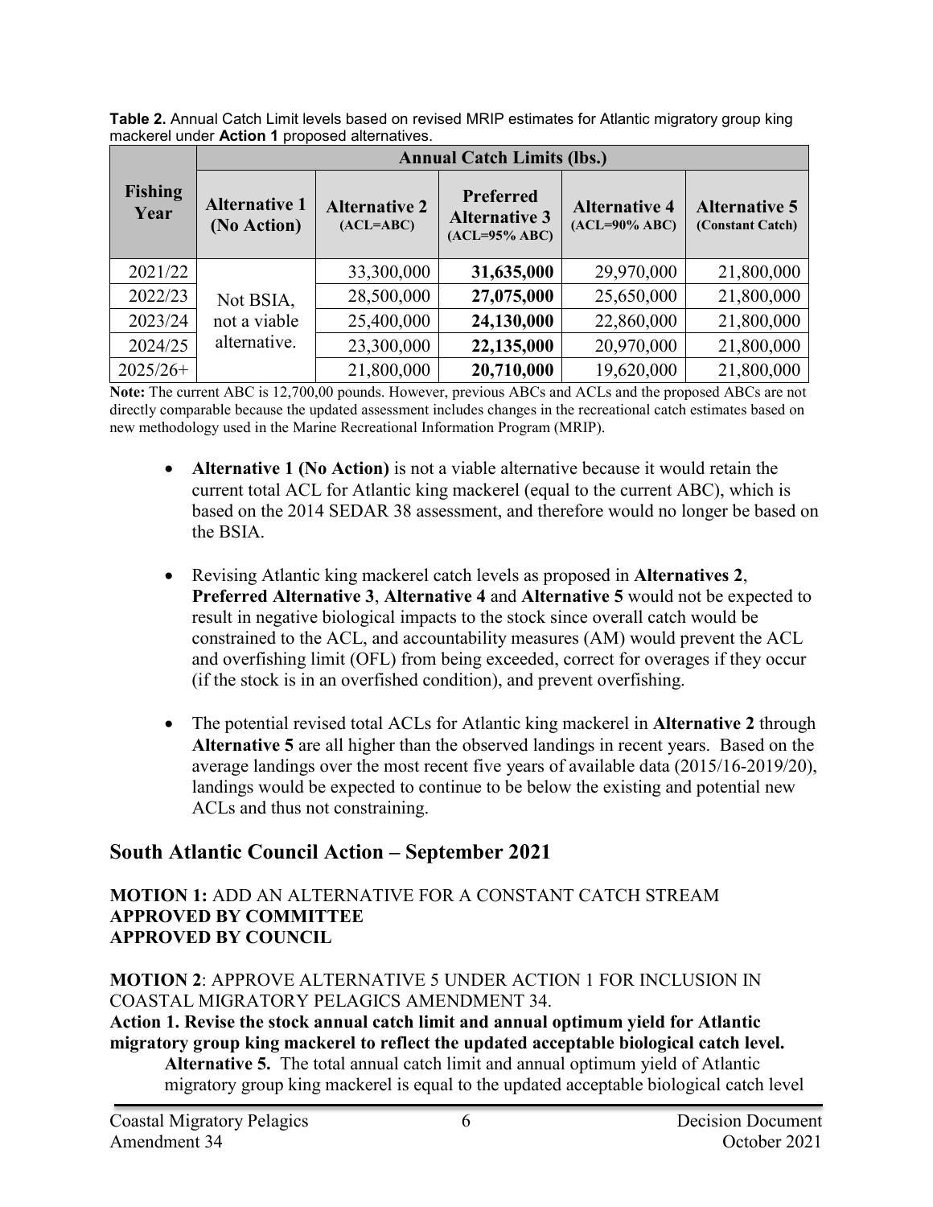**Table 2.** Annual Catch Limit levels based on revised MRIP estimates for Atlantic migratory group king mackerel under **Action 1** proposed alternatives.

| Fishing Year | Annual Catch Limits (lbs.) | | | | |
|---|---|---|---|---|---|
| | **Alternative 1 (No Action)** | **Alternative 2 (ACL=ABC)** | **Preferred Alternative 3 (ACL=95% ABC)** | **Alternative 4 (ACL=90% ABC)** | **Alternative 5 (Constant Catch)** |
| 2021/22 | Not BSIA, not a viable alternative. | 33,300,000 | **31,635,000** | 29,970,000 | 21,800,000 |
| 2022/23 | | 28,500,000 | **27,075,000** | 25,650,000 | 21,800,000 |
| 2023/24 | | 25,400,000 | **24,130,000** | 22,860,000 | 21,800,000 |
| 2024/25 | | 23,300,000 | **22,135,000** | 20,970,000 | 21,800,000 |
| 2025/26+ | | 21,800,000 | **20,710,000** | 19,620,000 | 21,800,000 |

**Note:** The current ABC is 12,700,00 pounds. However, previous ABCs and ACLs and the proposed ABCs are not directly comparable because the updated assessment includes changes in the recreational catch estimates based on new methodology used in the Marine Recreational Information Program (MRIP).

- **Alternative 1 (No Action)** is not a viable alternative because it would retain the current total ACL for Atlantic king mackerel (equal to the current ABC), which is based on the 2014 SEDAR 38 assessment, and therefore would no longer be based on the BSIA.
- Revising Atlantic king mackerel catch levels as proposed in **Alternatives 2**, **Preferred Alternative 3**, **Alternative 4** and **Alternative 5** would not be expected to result in negative biological impacts to the stock since overall catch would be constrained to the ACL, and accountability measures (AM) would prevent the ACL and overfishing limit (OFL) from being exceeded, correct for overages if they occur (if the stock is in an overfished condition), and prevent overfishing.
- The potential revised total ACLs for Atlantic king mackerel in **Alternative 2** through **Alternative 5** are all higher than the observed landings in recent years. Based on the average landings over the most recent five years of available data (2015/16-2019/20), landings would be expected to continue to be below the existing and potential new ACLs and thus not constraining.

## South Atlantic Council Action – September 2021

**MOTION 1:** ADD AN ALTERNATIVE FOR A CONSTANT CATCH STREAM
**APPROVED BY COMMITTEE**
**APPROVED BY COUNCIL**

**MOTION 2**: APPROVE ALTERNATIVE 5 UNDER ACTION 1 FOR INCLUSION IN COASTAL MIGRATORY PELAGICS AMENDMENT 34.
**Action 1. Revise the stock annual catch limit and annual optimum yield for Atlantic migratory group king mackerel to reflect the updated acceptable biological catch level.**

**Alternative 5.** The total annual catch limit and annual optimum yield of Atlantic migratory group king mackerel is equal to the updated acceptable biological catch level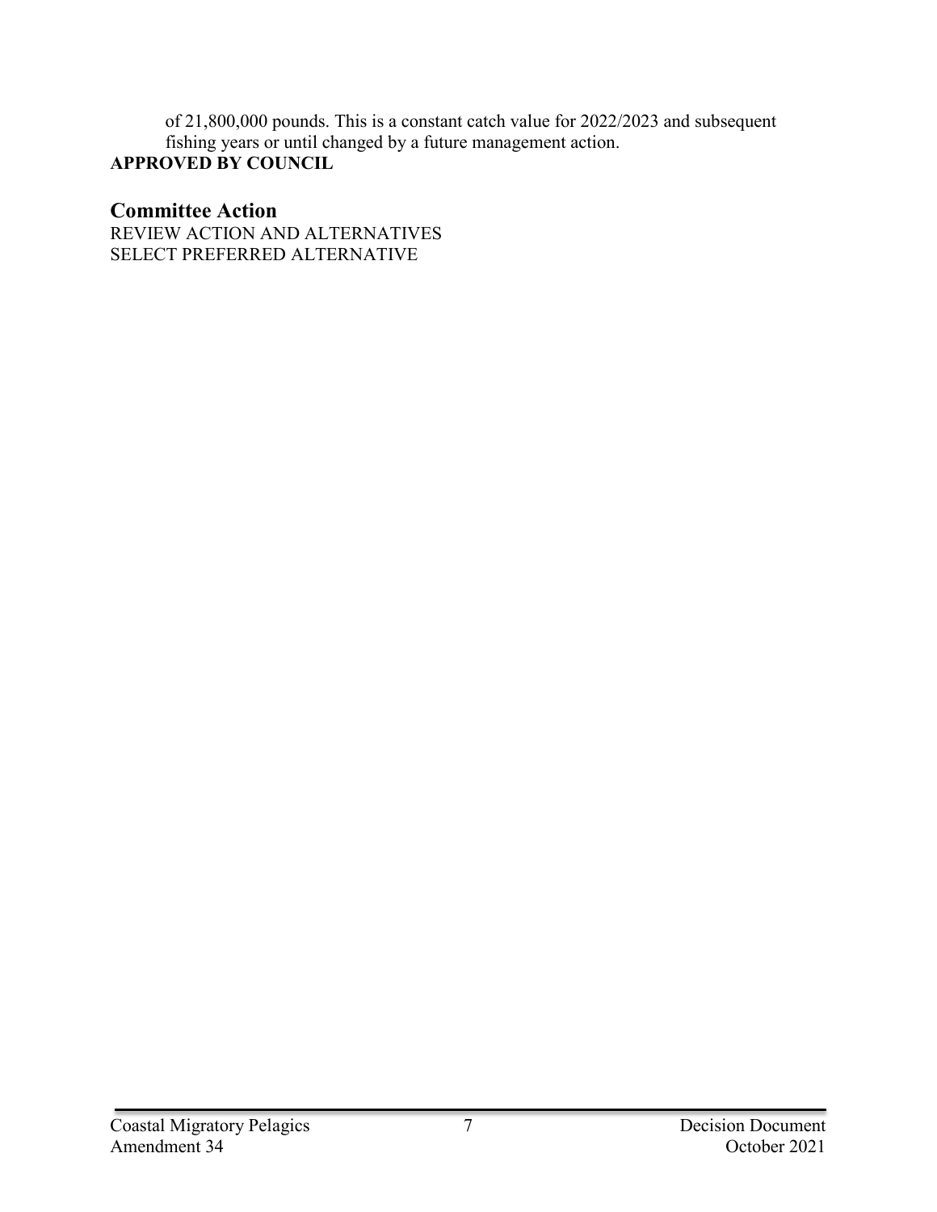of 21,800,000 pounds. This is a constant catch value for 2022/2023 and subsequent fishing years or until changed by a future management action.

**APPROVED BY COUNCIL**

## Committee Action

REVIEW ACTION AND ALTERNATIVES
SELECT PREFERRED ALTERNATIVE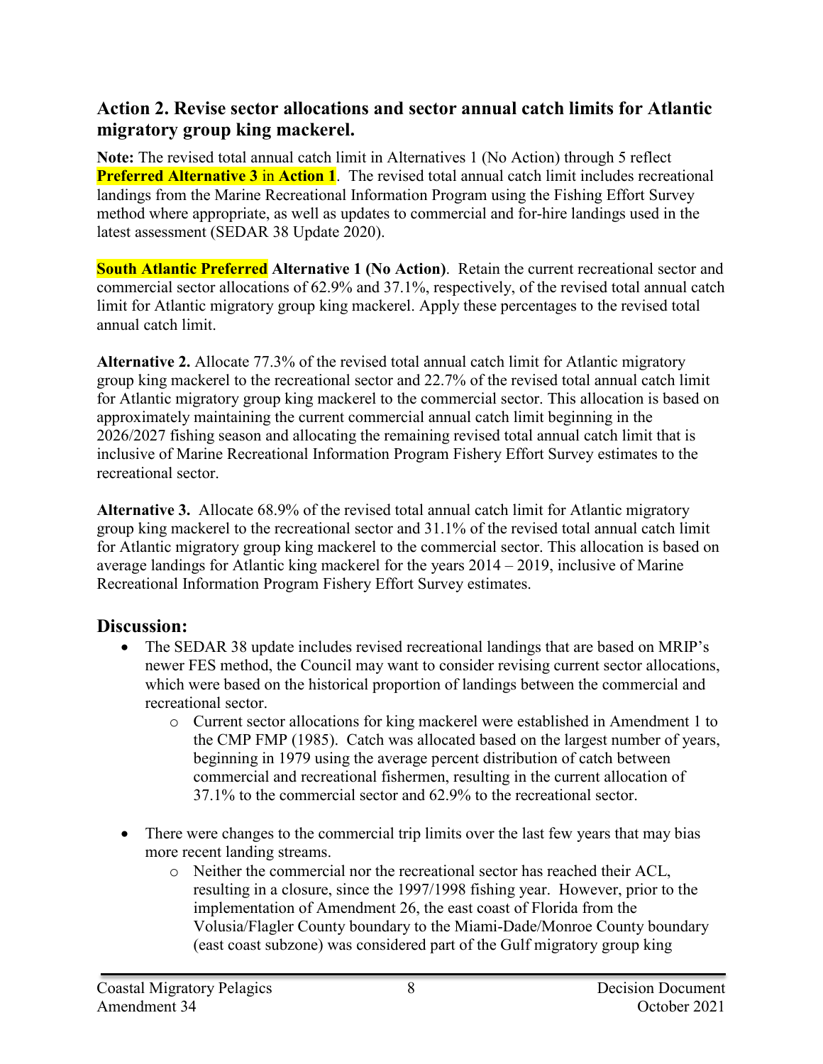## Action 2. Revise sector allocations and sector annual catch limits for Atlantic migratory group king mackerel.

**Note:** The revised total annual catch limit in Alternatives 1 (No Action) through 5 reflect **Preferred Alternative 3** in **Action 1**. The revised total annual catch limit includes recreational landings from the Marine Recreational Information Program using the Fishing Effort Survey method where appropriate, as well as updates to commercial and for-hire landings used in the latest assessment (SEDAR 38 Update 2020).

**South Atlantic Preferred Alternative 1 (No Action)**. Retain the current recreational sector and commercial sector allocations of 62.9% and 37.1%, respectively, of the revised total annual catch limit for Atlantic migratory group king mackerel. Apply these percentages to the revised total annual catch limit.

**Alternative 2.** Allocate 77.3% of the revised total annual catch limit for Atlantic migratory group king mackerel to the recreational sector and 22.7% of the revised total annual catch limit for Atlantic migratory group king mackerel to the commercial sector. This allocation is based on approximately maintaining the current commercial annual catch limit beginning in the 2026/2027 fishing season and allocating the remaining revised total annual catch limit that is inclusive of Marine Recreational Information Program Fishery Effort Survey estimates to the recreational sector.

**Alternative 3.** Allocate 68.9% of the revised total annual catch limit for Atlantic migratory group king mackerel to the recreational sector and 31.1% of the revised total annual catch limit for Atlantic migratory group king mackerel to the commercial sector. This allocation is based on average landings for Atlantic king mackerel for the years 2014 – 2019, inclusive of Marine Recreational Information Program Fishery Effort Survey estimates.

### Discussion:

- The SEDAR 38 update includes revised recreational landings that are based on MRIP's newer FES method, the Council may want to consider revising current sector allocations, which were based on the historical proportion of landings between the commercial and recreational sector.
  - Current sector allocations for king mackerel were established in Amendment 1 to the CMP FMP (1985). Catch was allocated based on the largest number of years, beginning in 1979 using the average percent distribution of catch between commercial and recreational fishermen, resulting in the current allocation of 37.1% to the commercial sector and 62.9% to the recreational sector.

- There were changes to the commercial trip limits over the last few years that may bias more recent landing streams.
  - Neither the commercial nor the recreational sector has reached their ACL, resulting in a closure, since the 1997/1998 fishing year. However, prior to the implementation of Amendment 26, the east coast of Florida from the Volusia/Flagler County boundary to the Miami-Dade/Monroe County boundary (east coast subzone) was considered part of the Gulf migratory group king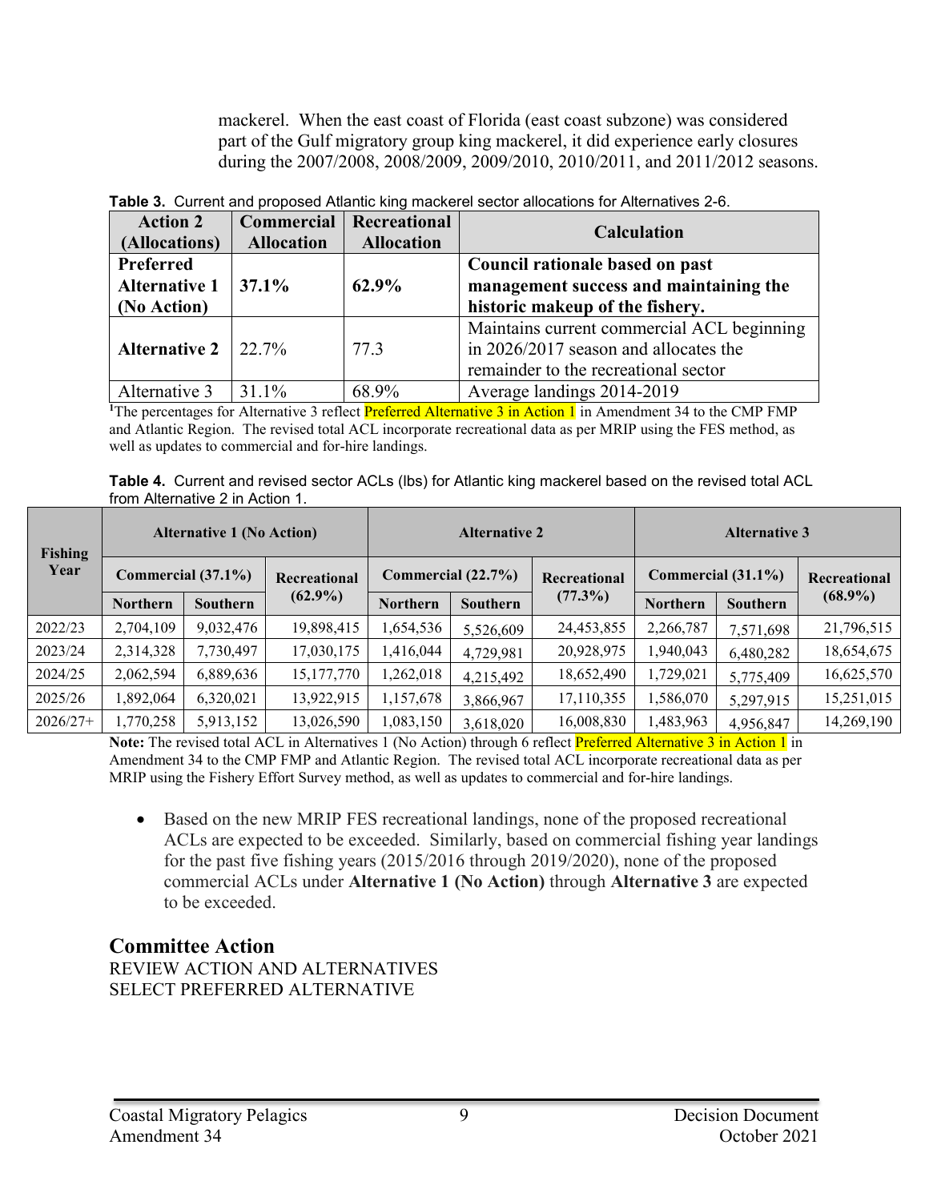mackerel. When the east coast of Florida (east coast subzone) was considered part of the Gulf migratory group king mackerel, it did experience early closures during the 2007/2008, 2008/2009, 2009/2010, 2010/2011, and 2011/2012 seasons.

**Table 3.** Current and proposed Atlantic king mackerel sector allocations for Alternatives 2-6.

| Action 2 (Allocations) | Commercial Allocation | Recreational Allocation | Calculation |
|---|---|---|---|
| **Preferred Alternative 1 (No Action)** | **37.1%** | **62.9%** | **Council rationale based on past management success and maintaining the historic makeup of the fishery.** |
| **Alternative 2** | 22.7% | 77.3 | Maintains current commercial ACL beginning in 2026/2017 season and allocates the remainder to the recreational sector |
| Alternative 3 | 31.1% | 68.9% | Average landings 2014-2019 |

[1]The percentages for Alternative 3 reflect Preferred Alternative 3 in Action 1 in Amendment 34 to the CMP FMP and Atlantic Region. The revised total ACL incorporate recreational data as per MRIP using the FES method, as well as updates to commercial and for-hire landings.

**Table 4.** Current and revised sector ACLs (lbs) for Atlantic king mackerel based on the revised total ACL from Alternative 2 in Action 1.

| Fishing Year | Alternative 1 (No Action) | | | Alternative 2 | | | Alternative 3 | | |
|---|---|---|---|---|---|---|---|---|---|
| | Commercial (37.1%) | | Recreational (62.9%) | Commercial (22.7%) | | Recreational (77.3%) | Commercial (31.1%) | | Recreational (68.9%) |
| | Northern | Southern | | Northern | Southern | | Northern | Southern | |
| 2022/23 | 2,704,109 | 9,032,476 | 19,898,415 | 1,654,536 | 5,526,609 | 24,453,855 | 2,266,787 | 7,571,698 | 21,796,515 |
| 2023/24 | 2,314,328 | 7,730,497 | 17,030,175 | 1,416,044 | 4,729,981 | 20,928,975 | 1,940,043 | 6,480,282 | 18,654,675 |
| 2024/25 | 2,062,594 | 6,889,636 | 15,177,770 | 1,262,018 | 4,215,492 | 18,652,490 | 1,729,021 | 5,775,409 | 16,625,570 |
| 2025/26 | 1,892,064 | 6,320,021 | 13,922,915 | 1,157,678 | 3,866,967 | 17,110,355 | 1,586,070 | 5,297,915 | 15,251,015 |
| 2026/27+ | 1,770,258 | 5,913,152 | 13,026,590 | 1,083,150 | 3,618,020 | 16,008,830 | 1,483,963 | 4,956,847 | 14,269,190 |

**Note:** The revised total ACL in Alternatives 1 (No Action) through 6 reflect Preferred Alternative 3 in Action 1 in Amendment 34 to the CMP FMP and Atlantic Region. The revised total ACL incorporate recreational data as per MRIP using the Fishery Effort Survey method, as well as updates to commercial and for-hire landings.

- Based on the new MRIP FES recreational landings, none of the proposed recreational ACLs are expected to be exceeded. Similarly, based on commercial fishing year landings for the past five fishing years (2015/2016 through 2019/2020), none of the proposed commercial ACLs under **Alternative 1 (No Action)** through **Alternative 3** are expected to be exceeded.

## Committee Action

REVIEW ACTION AND ALTERNATIVES
SELECT PREFERRED ALTERNATIVE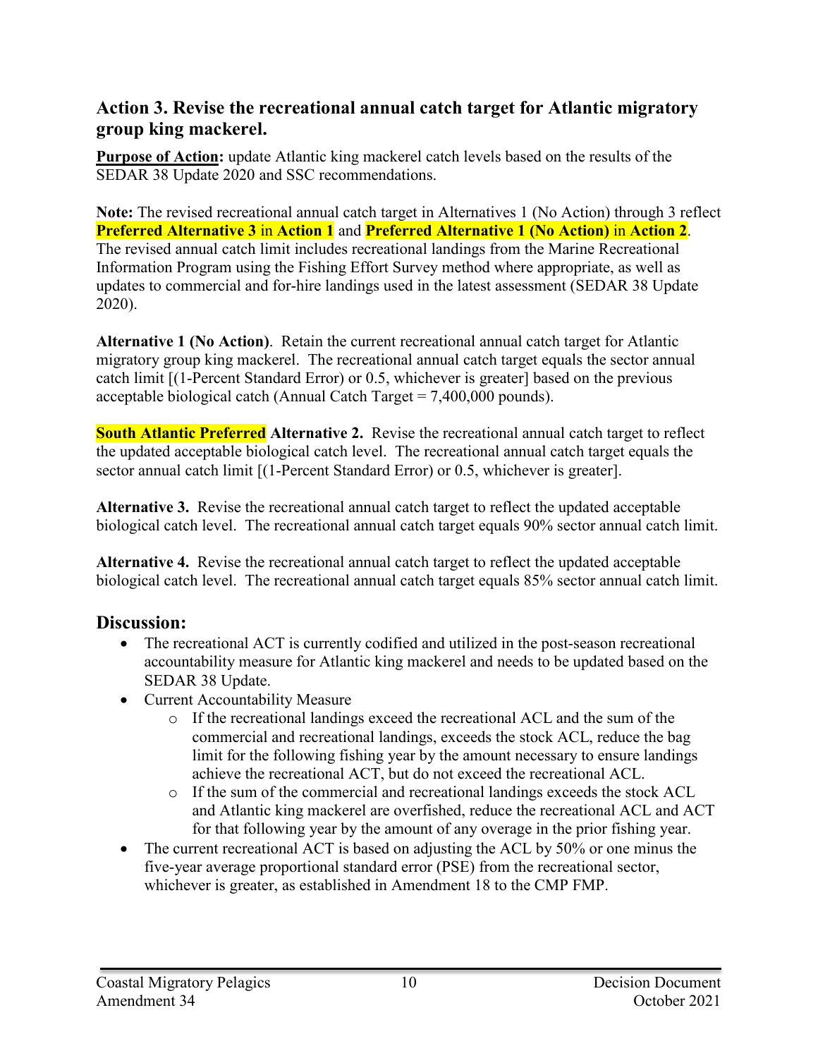## Action 3. Revise the recreational annual catch target for Atlantic migratory group king mackerel.

**Purpose of Action:** update Atlantic king mackerel catch levels based on the results of the SEDAR 38 Update 2020 and SSC recommendations.

**Note:** The revised recreational annual catch target in Alternatives 1 (No Action) through 3 reflect **Preferred Alternative 3** in **Action 1** and **Preferred Alternative 1 (No Action)** in **Action 2**. The revised annual catch limit includes recreational landings from the Marine Recreational Information Program using the Fishing Effort Survey method where appropriate, as well as updates to commercial and for-hire landings used in the latest assessment (SEDAR 38 Update 2020).

**Alternative 1 (No Action)**. Retain the current recreational annual catch target for Atlantic migratory group king mackerel. The recreational annual catch target equals the sector annual catch limit [(1-Percent Standard Error) or 0.5, whichever is greater] based on the previous acceptable biological catch (Annual Catch Target = 7,400,000 pounds).

**South Atlantic Preferred Alternative 2.** Revise the recreational annual catch target to reflect the updated acceptable biological catch level. The recreational annual catch target equals the sector annual catch limit [(1-Percent Standard Error) or 0.5, whichever is greater].

**Alternative 3.** Revise the recreational annual catch target to reflect the updated acceptable biological catch level. The recreational annual catch target equals 90% sector annual catch limit.

**Alternative 4.** Revise the recreational annual catch target to reflect the updated acceptable biological catch level. The recreational annual catch target equals 85% sector annual catch limit.

## Discussion:

- The recreational ACT is currently codified and utilized in the post-season recreational accountability measure for Atlantic king mackerel and needs to be updated based on the SEDAR 38 Update.
- Current Accountability Measure
  - If the recreational landings exceed the recreational ACL and the sum of the commercial and recreational landings, exceeds the stock ACL, reduce the bag limit for the following fishing year by the amount necessary to ensure landings achieve the recreational ACT, but do not exceed the recreational ACL.
  - If the sum of the commercial and recreational landings exceeds the stock ACL and Atlantic king mackerel are overfished, reduce the recreational ACL and ACT for that following year by the amount of any overage in the prior fishing year.
- The current recreational ACT is based on adjusting the ACL by 50% or one minus the five-year average proportional standard error (PSE) from the recreational sector, whichever is greater, as established in Amendment 18 to the CMP FMP.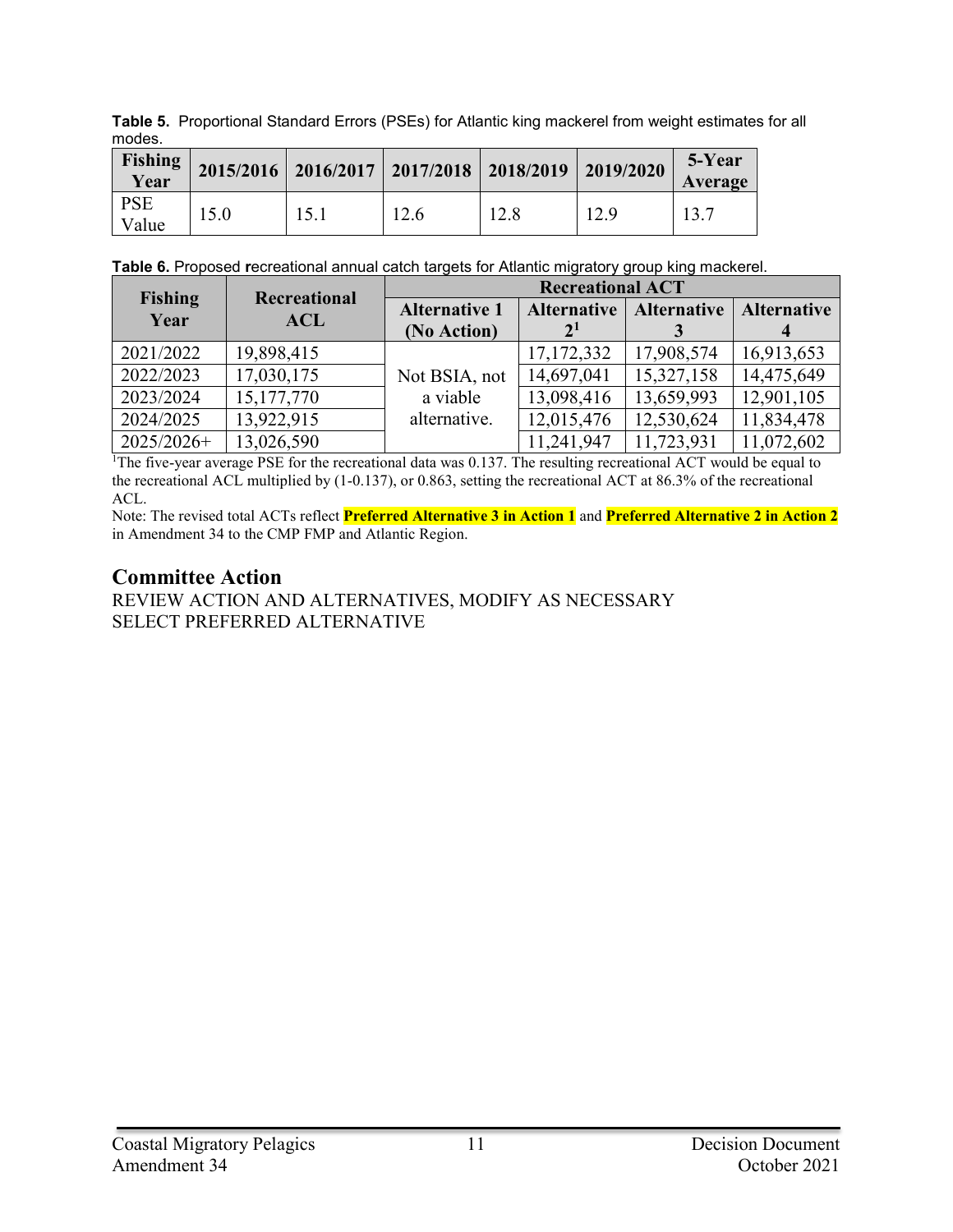**Table 5.** Proportional Standard Errors (PSEs) for Atlantic king mackerel from weight estimates for all modes.

| Fishing Year | 2015/2016 | 2016/2017 | 2017/2018 | 2018/2019 | 2019/2020 | 5-Year Average |
|---|---|---|---|---|---|---|
| PSE Value | 15.0 | 15.1 | 12.6 | 12.8 | 12.9 | 13.7 |

**Table 6.** Proposed recreational annual catch targets for Atlantic migratory group king mackerel.

| Fishing Year | Recreational ACL | Recreational ACT | | | |
|---|---|---|---|---|---|
| | | Alternative 1 (No Action) | Alternative 2[1] | Alternative 3 | Alternative 4 |
| 2021/2022 | 19,898,415 | Not BSIA, not a viable alternative. | 17,172,332 | 17,908,574 | 16,913,653 |
| 2022/2023 | 17,030,175 | | 14,697,041 | 15,327,158 | 14,475,649 |
| 2023/2024 | 15,177,770 | | 13,098,416 | 13,659,993 | 12,901,105 |
| 2024/2025 | 13,922,915 | | 12,015,476 | 12,530,624 | 11,834,478 |
| 2025/2026+ | 13,026,590 | | 11,241,947 | 11,723,931 | 11,072,602 |

[1]The five-year average PSE for the recreational data was 0.137. The resulting recreational ACT would be equal to the recreational ACL multiplied by (1-0.137), or 0.863, setting the recreational ACT at 86.3% of the recreational ACL.

Note: The revised total ACTs reflect **Preferred Alternative 3 in Action 1** and **Preferred Alternative 2 in Action 2** in Amendment 34 to the CMP FMP and Atlantic Region.

## Committee Action

REVIEW ACTION AND ALTERNATIVES, MODIFY AS NECESSARY
SELECT PREFERRED ALTERNATIVE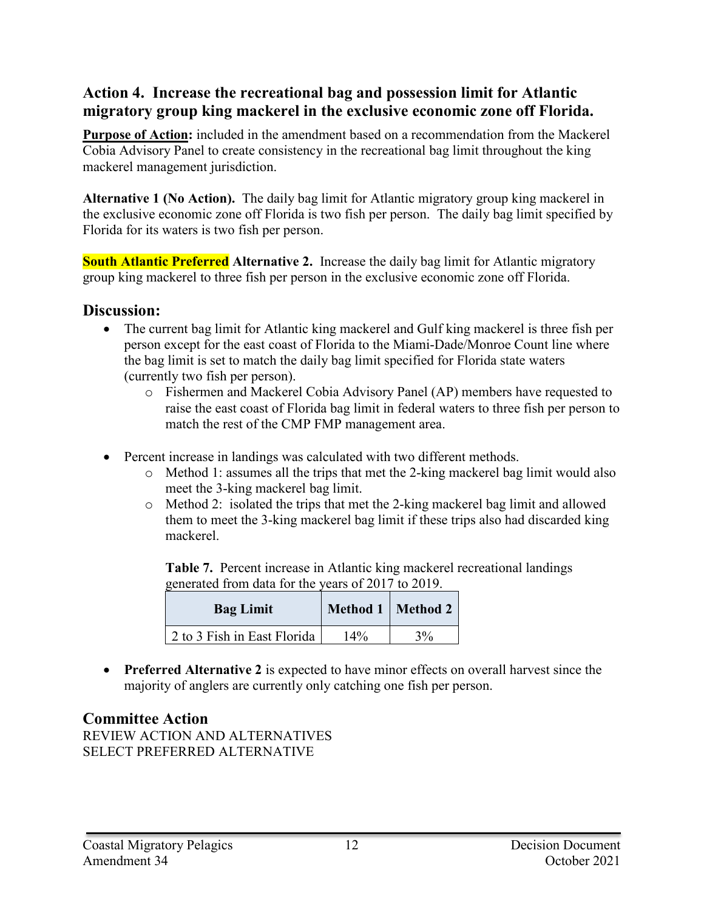## Action 4. Increase the recreational bag and possession limit for Atlantic migratory group king mackerel in the exclusive economic zone off Florida.

**Purpose of Action:** included in the amendment based on a recommendation from the Mackerel Cobia Advisory Panel to create consistency in the recreational bag limit throughout the king mackerel management jurisdiction.

**Alternative 1 (No Action).** The daily bag limit for Atlantic migratory group king mackerel in the exclusive economic zone off Florida is two fish per person. The daily bag limit specified by Florida for its waters is two fish per person.

**South Atlantic Preferred Alternative 2.** Increase the daily bag limit for Atlantic migratory group king mackerel to three fish per person in the exclusive economic zone off Florida.

### Discussion:

- The current bag limit for Atlantic king mackerel and Gulf king mackerel is three fish per person except for the east coast of Florida to the Miami-Dade/Monroe Count line where the bag limit is set to match the daily bag limit specified for Florida state waters (currently two fish per person).
  - Fishermen and Mackerel Cobia Advisory Panel (AP) members have requested to raise the east coast of Florida bag limit in federal waters to three fish per person to match the rest of the CMP FMP management area.
- Percent increase in landings was calculated with two different methods.
  - Method 1: assumes all the trips that met the 2-king mackerel bag limit would also meet the 3-king mackerel bag limit.
  - Method 2: isolated the trips that met the 2-king mackerel bag limit and allowed them to meet the 3-king mackerel bag limit if these trips also had discarded king mackerel.

**Table 7.** Percent increase in Atlantic king mackerel recreational landings generated from data for the years of 2017 to 2019.

| Bag Limit | Method 1 | Method 2 |
|---|---|---|
| 2 to 3 Fish in East Florida | 14% | 3% |

- **Preferred Alternative 2** is expected to have minor effects on overall harvest since the majority of anglers are currently only catching one fish per person.

### Committee Action

REVIEW ACTION AND ALTERNATIVES
SELECT PREFERRED ALTERNATIVE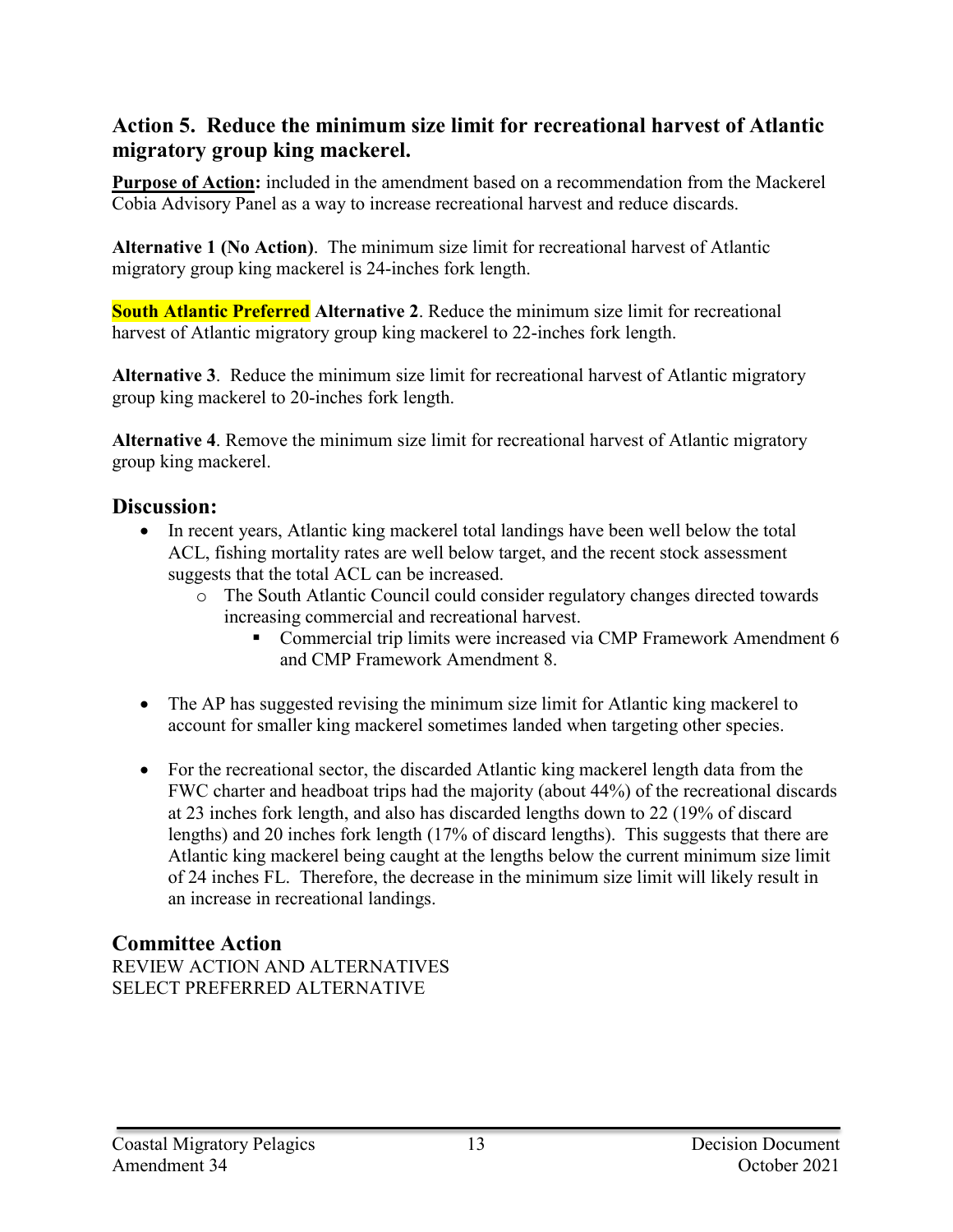## Action 5. Reduce the minimum size limit for recreational harvest of Atlantic migratory group king mackerel.

**Purpose of Action:** included in the amendment based on a recommendation from the Mackerel Cobia Advisory Panel as a way to increase recreational harvest and reduce discards.

**Alternative 1 (No Action)**. The minimum size limit for recreational harvest of Atlantic migratory group king mackerel is 24-inches fork length.

**South Atlantic Preferred Alternative 2**. Reduce the minimum size limit for recreational harvest of Atlantic migratory group king mackerel to 22-inches fork length.

**Alternative 3**. Reduce the minimum size limit for recreational harvest of Atlantic migratory group king mackerel to 20-inches fork length.

**Alternative 4**. Remove the minimum size limit for recreational harvest of Atlantic migratory group king mackerel.

### Discussion:

- In recent years, Atlantic king mackerel total landings have been well below the total ACL, fishing mortality rates are well below target, and the recent stock assessment suggests that the total ACL can be increased.
    - The South Atlantic Council could consider regulatory changes directed towards increasing commercial and recreational harvest.
        - Commercial trip limits were increased via CMP Framework Amendment 6 and CMP Framework Amendment 8.
- The AP has suggested revising the minimum size limit for Atlantic king mackerel to account for smaller king mackerel sometimes landed when targeting other species.
- For the recreational sector, the discarded Atlantic king mackerel length data from the FWC charter and headboat trips had the majority (about 44%) of the recreational discards at 23 inches fork length, and also has discarded lengths down to 22 (19% of discard lengths) and 20 inches fork length (17% of discard lengths). This suggests that there are Atlantic king mackerel being caught at the lengths below the current minimum size limit of 24 inches FL. Therefore, the decrease in the minimum size limit will likely result in an increase in recreational landings.

### Committee Action

REVIEW ACTION AND ALTERNATIVES
SELECT PREFERRED ALTERNATIVE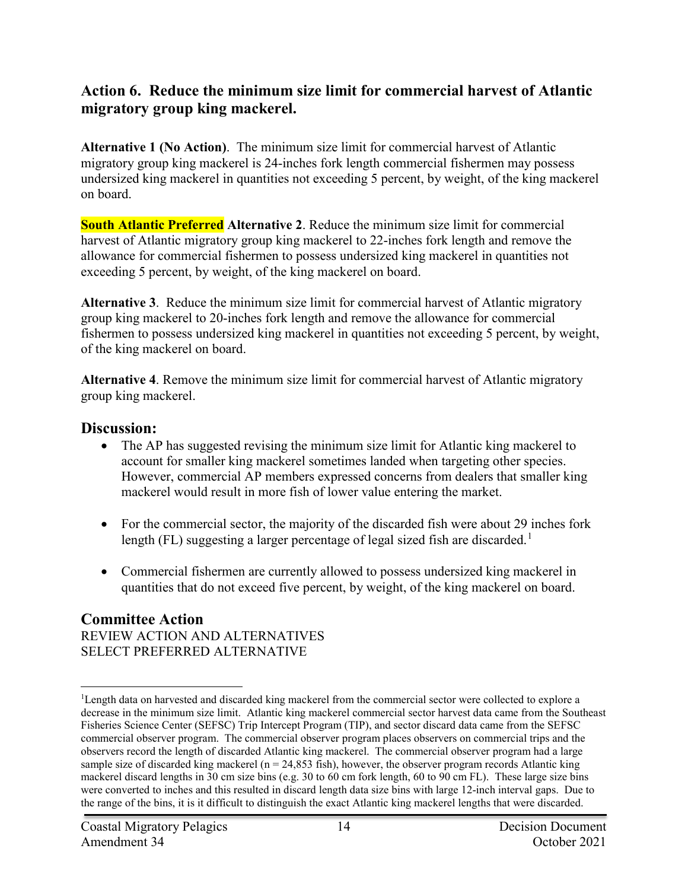## Action 6. Reduce the minimum size limit for commercial harvest of Atlantic migratory group king mackerel.

**Alternative 1 (No Action)**. The minimum size limit for commercial harvest of Atlantic migratory group king mackerel is 24-inches fork length commercial fishermen may possess undersized king mackerel in quantities not exceeding 5 percent, by weight, of the king mackerel on board.

**South Atlantic Preferred Alternative 2**. Reduce the minimum size limit for commercial harvest of Atlantic migratory group king mackerel to 22-inches fork length and remove the allowance for commercial fishermen to possess undersized king mackerel in quantities not exceeding 5 percent, by weight, of the king mackerel on board.

**Alternative 3**. Reduce the minimum size limit for commercial harvest of Atlantic migratory group king mackerel to 20-inches fork length and remove the allowance for commercial fishermen to possess undersized king mackerel in quantities not exceeding 5 percent, by weight, of the king mackerel on board.

**Alternative 4**. Remove the minimum size limit for commercial harvest of Atlantic migratory group king mackerel.

## Discussion:

- The AP has suggested revising the minimum size limit for Atlantic king mackerel to account for smaller king mackerel sometimes landed when targeting other species. However, commercial AP members expressed concerns from dealers that smaller king mackerel would result in more fish of lower value entering the market.
- For the commercial sector, the majority of the discarded fish were about 29 inches fork length (FL) suggesting a larger percentage of legal sized fish are discarded.[1]
- Commercial fishermen are currently allowed to possess undersized king mackerel in quantities that do not exceed five percent, by weight, of the king mackerel on board.

## Committee Action

REVIEW ACTION AND ALTERNATIVES
SELECT PREFERRED ALTERNATIVE

---

[1] Length data on harvested and discarded king mackerel from the commercial sector were collected to explore a decrease in the minimum size limit. Atlantic king mackerel commercial sector harvest data came from the Southeast Fisheries Science Center (SEFSC) Trip Intercept Program (TIP), and sector discard data came from the SEFSC commercial observer program. The commercial observer program places observers on commercial trips and the observers record the length of discarded Atlantic king mackerel. The commercial observer program had a large sample size of discarded king mackerel (n = 24,853 fish), however, the observer program records Atlantic king mackerel discard lengths in 30 cm size bins (e.g. 30 to 60 cm fork length, 60 to 90 cm FL). These large size bins were converted to inches and this resulted in discard length data size bins with large 12-inch interval gaps. Due to the range of the bins, it is it difficult to distinguish the exact Atlantic king mackerel lengths that were discarded.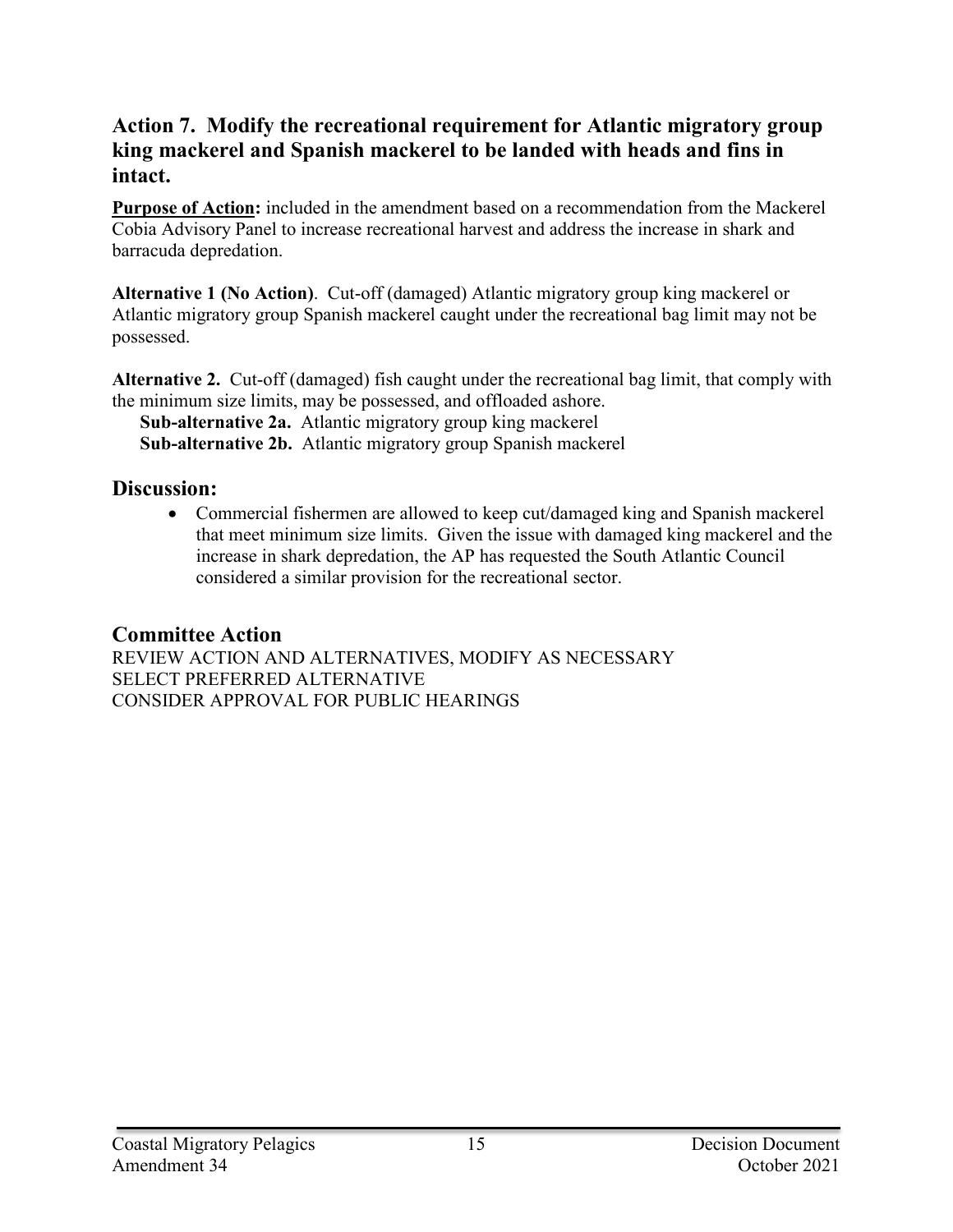## Action 7. Modify the recreational requirement for Atlantic migratory group king mackerel and Spanish mackerel to be landed with heads and fins in intact.

**Purpose of Action:** included in the amendment based on a recommendation from the Mackerel Cobia Advisory Panel to increase recreational harvest and address the increase in shark and barracuda depredation.

**Alternative 1 (No Action)**. Cut-off (damaged) Atlantic migratory group king mackerel or Atlantic migratory group Spanish mackerel caught under the recreational bag limit may not be possessed.

**Alternative 2.** Cut-off (damaged) fish caught under the recreational bag limit, that comply with the minimum size limits, may be possessed, and offloaded ashore.

**Sub-alternative 2a.** Atlantic migratory group king mackerel
**Sub-alternative 2b.** Atlantic migratory group Spanish mackerel

## Discussion:

- Commercial fishermen are allowed to keep cut/damaged king and Spanish mackerel that meet minimum size limits. Given the issue with damaged king mackerel and the increase in shark depredation, the AP has requested the South Atlantic Council considered a similar provision for the recreational sector.

## Committee Action

REVIEW ACTION AND ALTERNATIVES, MODIFY AS NECESSARY
SELECT PREFERRED ALTERNATIVE
CONSIDER APPROVAL FOR PUBLIC HEARINGS